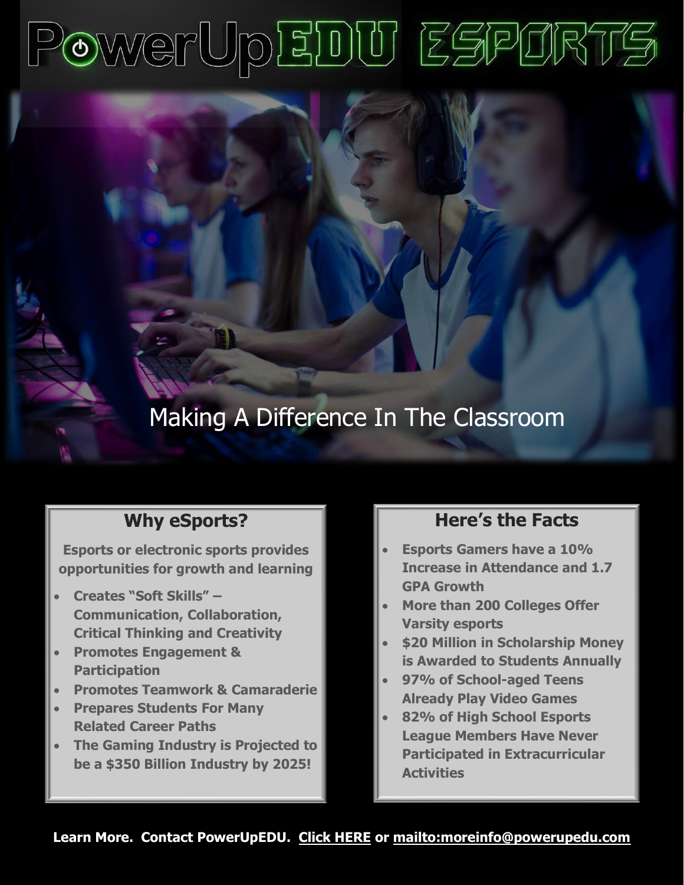# PowerUpEDU ESPORTS

Making A Difference In The Classroom

## Why eSports?

**Esports or electronic sports provides opportunities for growth and learning**

- **Creates "Soft Skills" – Communication, Collaboration, Critical Thinking and Creativity**
- **Promotes Engagement & Participation**
- **Promotes Teamwork & Camaraderie**
- **Prepares Students For Many Related Career Paths**
- **The Gaming Industry is Projected to be a $350 Billion Industry by 2025!**

## Here's the Facts

- **Esports Gamers have a 10% Increase in Attendance and 1.7 GPA Growth**
- **More than 200 Colleges Offer Varsity esports**
- **$20 Million in Scholarship Money is Awarded to Students Annually**
- **97% of School-aged Teens Already Play Video Games**
- **82% of High School Esports League Members Have Never Participated in Extracurricular Activities**

**Learn More. Contact PowerUpEDU. Click HERE or mailto:moreinfo@powerupedu.com**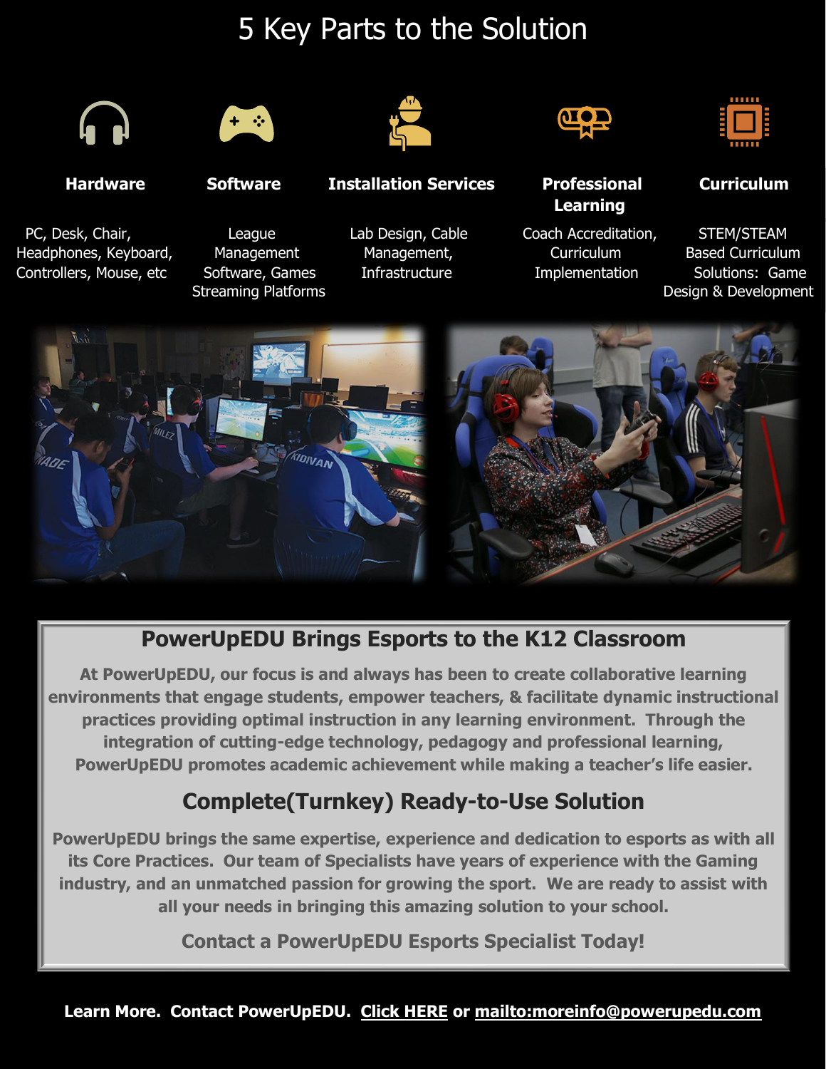# 5 Key Parts to the Solution

**Hardware**

PC, Desk, Chair, Headphones, Keyboard, Controllers, Mouse, etc

**Software**

League Management Software, Games Streaming Platforms

**Installation Services**

Lab Design, Cable Management, Infrastructure

**Professional Learning**

Coach Accreditation, Curriculum Implementation

**Curriculum**

STEM/STEAM Based Curriculum Solutions: Game Design & Development

## PowerUpEDU Brings Esports to the K12 Classroom

**At PowerUpEDU, our focus is and always has been to create collaborative learning environments that engage students, empower teachers, & facilitate dynamic instructional practices providing optimal instruction in any learning environment. Through the integration of cutting-edge technology, pedagogy and professional learning, PowerUpEDU promotes academic achievement while making a teacher's life easier.**

## Complete(Turnkey) Ready-to-Use Solution

**PowerUpEDU brings the same expertise, experience and dedication to esports as with all its Core Practices. Our team of Specialists have years of experience with the Gaming industry, and an unmatched passion for growing the sport. We are ready to assist with all your needs in bringing this amazing solution to your school.**

**Contact a PowerUpEDU Esports Specialist Today!**

**Learn More. Contact PowerUpEDU. Click HERE or mailto:moreinfo@powerupedu.com**